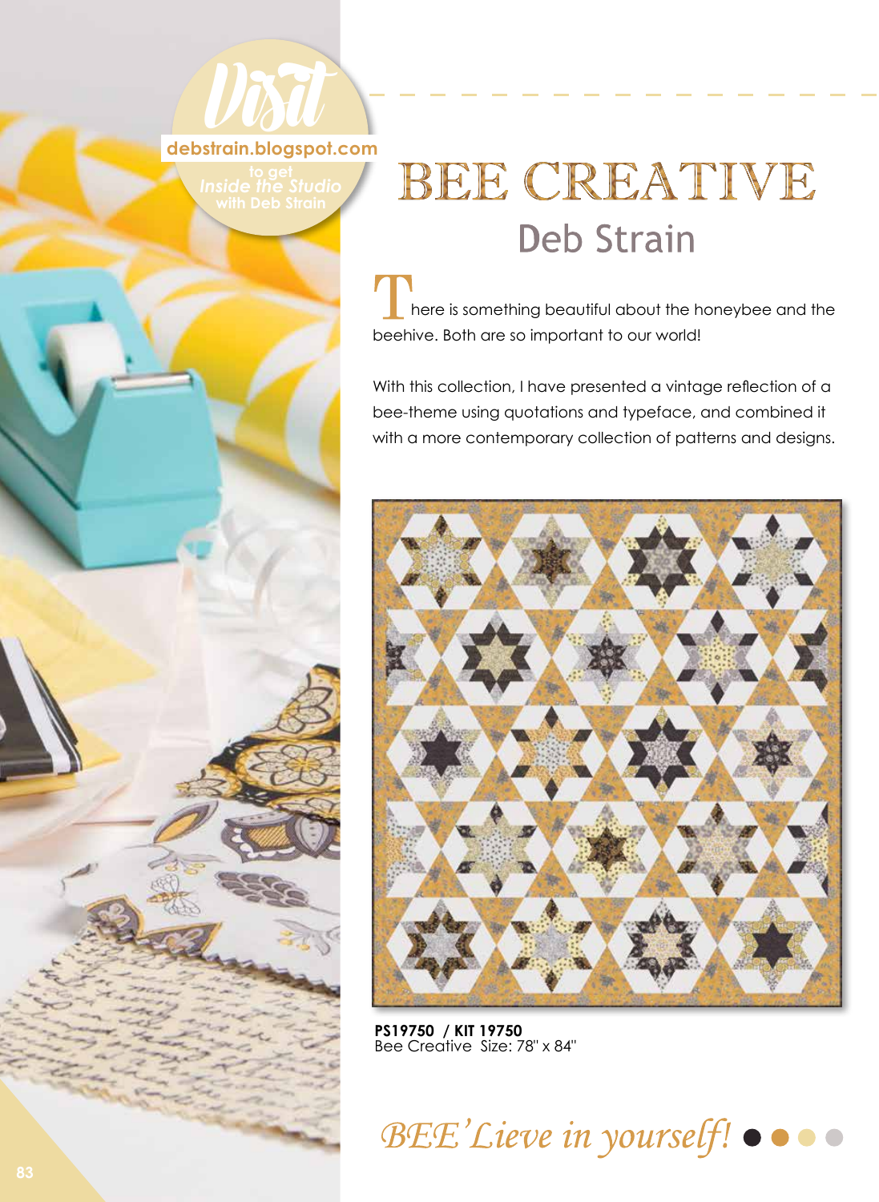Visit

debstrain.blogspot.com

to get *Inside the Studio* with Deb Strain

# BEE CREATIVE

## Deb Strain

There is something beautiful about the honeybee and the beehive. Both are so important to our world!

With this collection, I have presented a vintage reflection of a bee-theme using quotations and typeface, and combined it with a more contemporary collection of patterns and designs.

**PS19750 / KIT 19750**
Bee Creative Size: 78" x 84"

*BEE'Lieve in yourself!*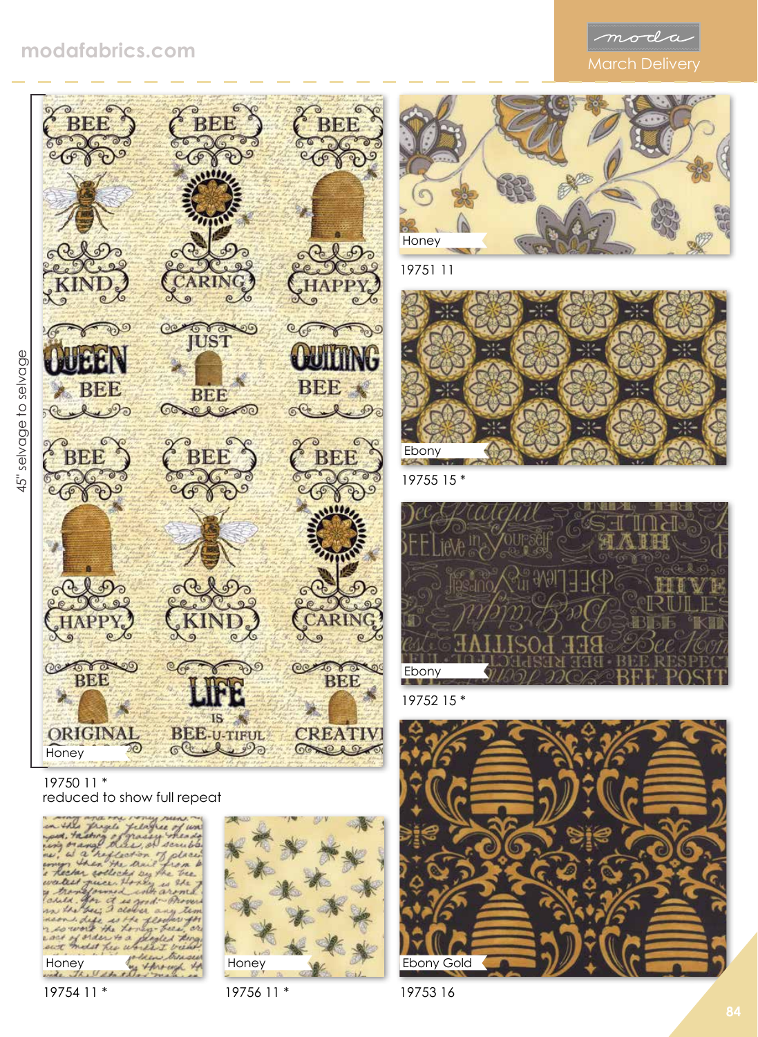modafabrics.com

moda
March Delivery

45" selvage to selvage

Honey

19750 11 *
reduced to show full repeat

Honey

19751 11

Ebony

19755 15 *

Ebony

19752 15 *

Honey

19754 11 *

Honey

19756 11 *

Ebony Gold

19753 16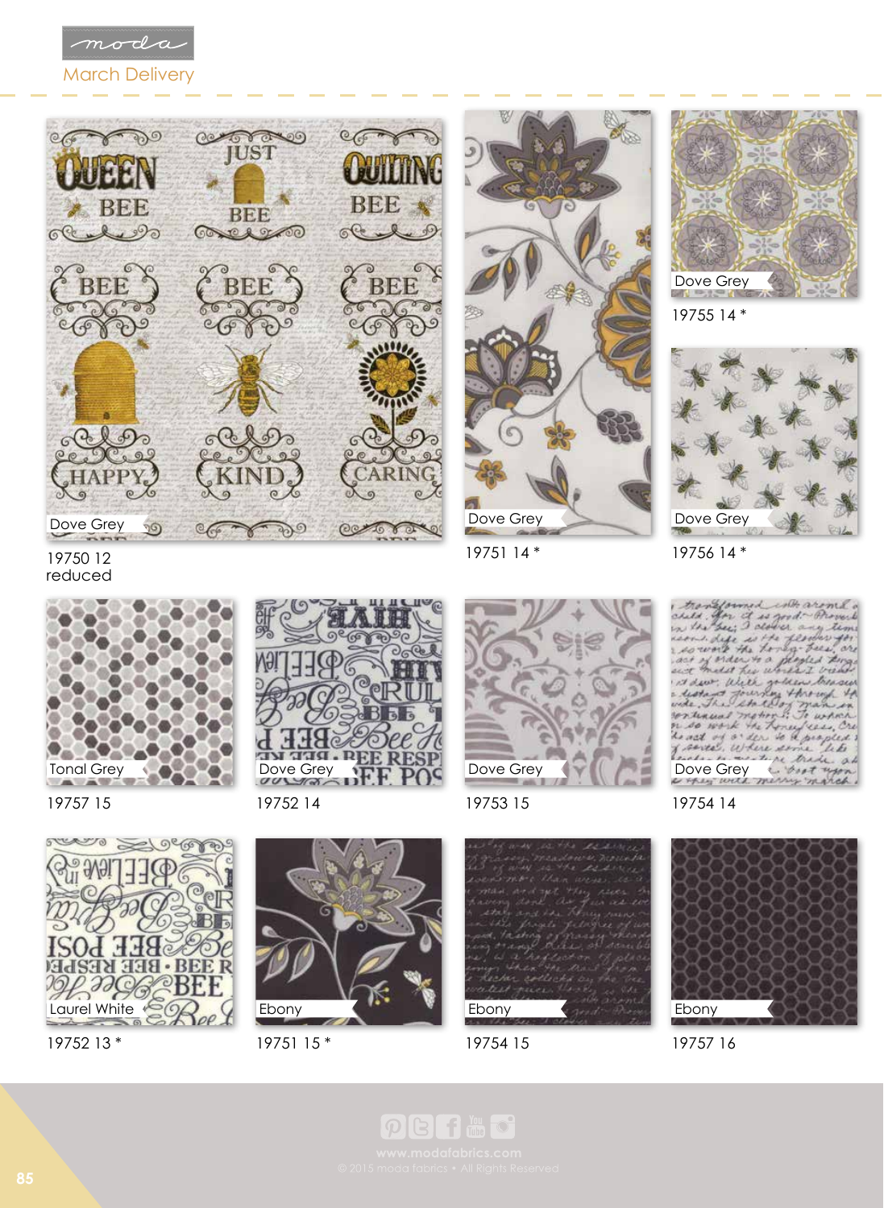moda

March Delivery

Dove Grey

19750 12
reduced

Dove Grey

19751 14 *

Dove Grey

19755 14 *

Dove Grey

19756 14 *

Tonal Grey

19757 15

Dove Grey

19752 14

Dove Grey

19753 15

Dove Grey

19754 14

Laurel White

19752 13 *

Ebony

19751 15 *

Ebony

19754 15

Ebony

19757 16

www.modafabrics.com

© 2015 moda fabrics • All Rights Reserved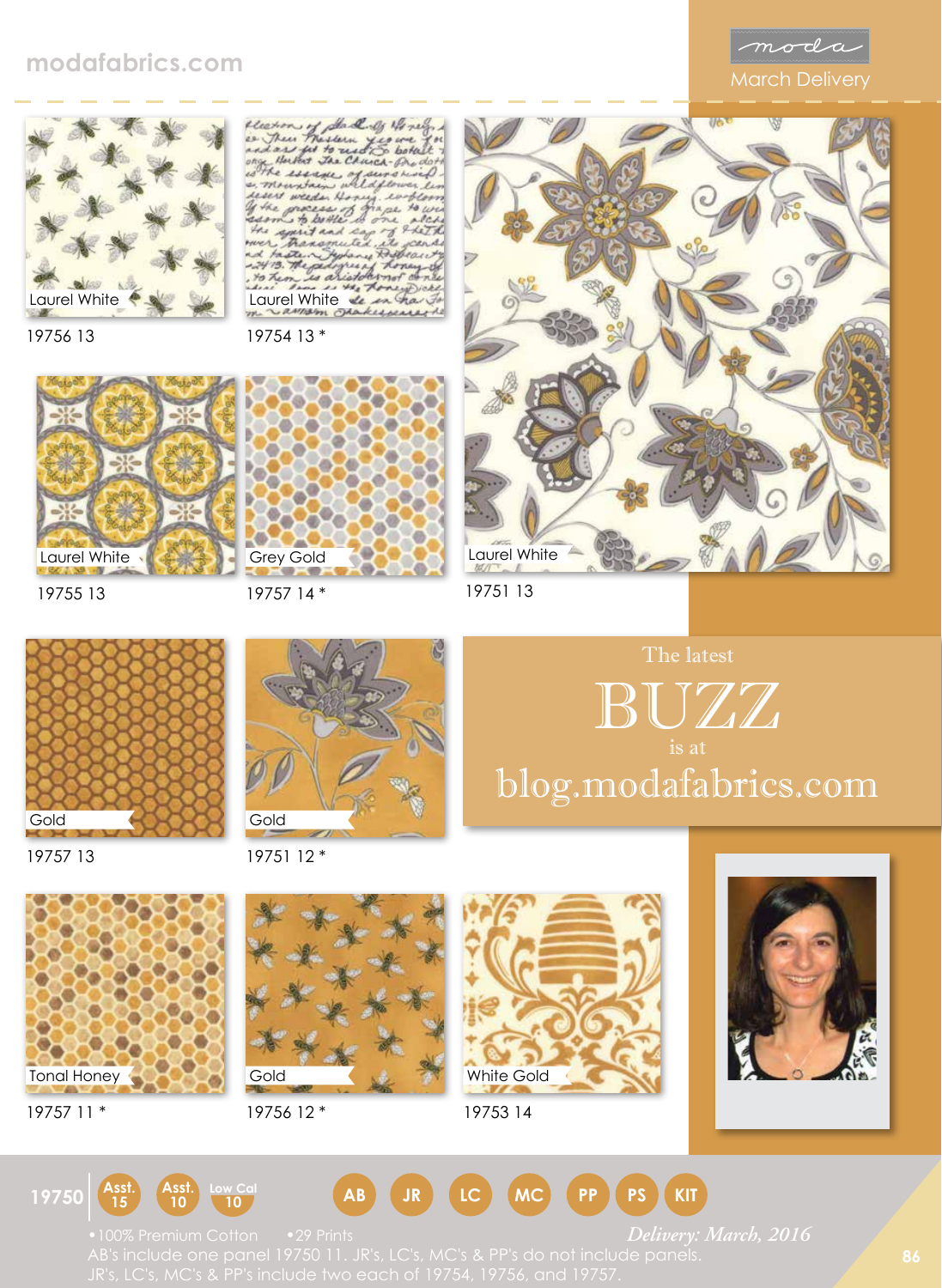modafabrics.com

moda

March Delivery

Laurel White
19756 13

Laurel White
19754 13 *

Laurel White
19751 13

Laurel White
19755 13

Grey Gold
19757 14 *

Gold
19757 13

Gold
19751 12 *

The latest

# BUZZ

is at

blog.modafabrics.com

Tonal Honey
19757 11 *

Gold
19756 12 *

White Gold
19753 14

19750 Asst. 15 Asst. 10 Low Cal 10 AB JR LC MC PP PS KIT

- 100% Premium Cotton
- 29 Prints

*Delivery: March, 2016*

AB's include one panel 19750 11. JR's, LC's, MC's & PP's do not include panels.
JR's, LC's, MC's & PP's include two each of 19754, 19756, and 19757.